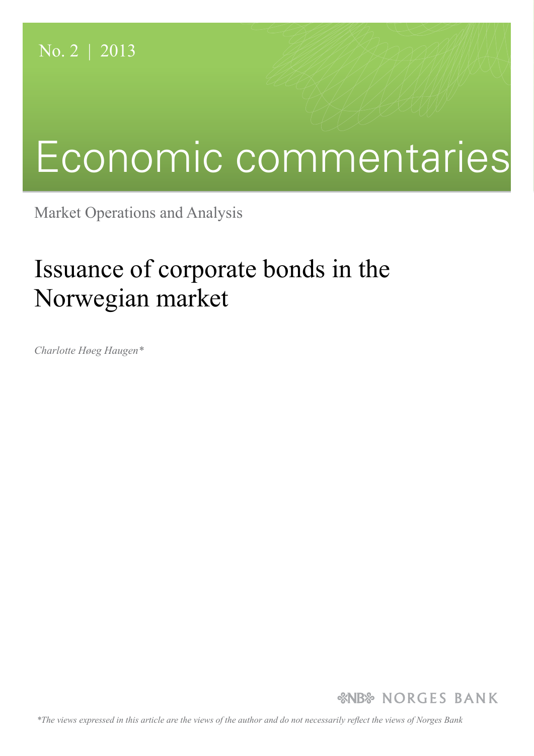No. 2 | 2013

# Economic commentaries

Market Operations and Analysis

## Issuance of corporate bonds in the Norwegian market

*Charlotte Høeg Haugen**

NORGES BANK

*\*The views expressed in this article are the views of the author and do not necessarily reflect the views of Norges Bank*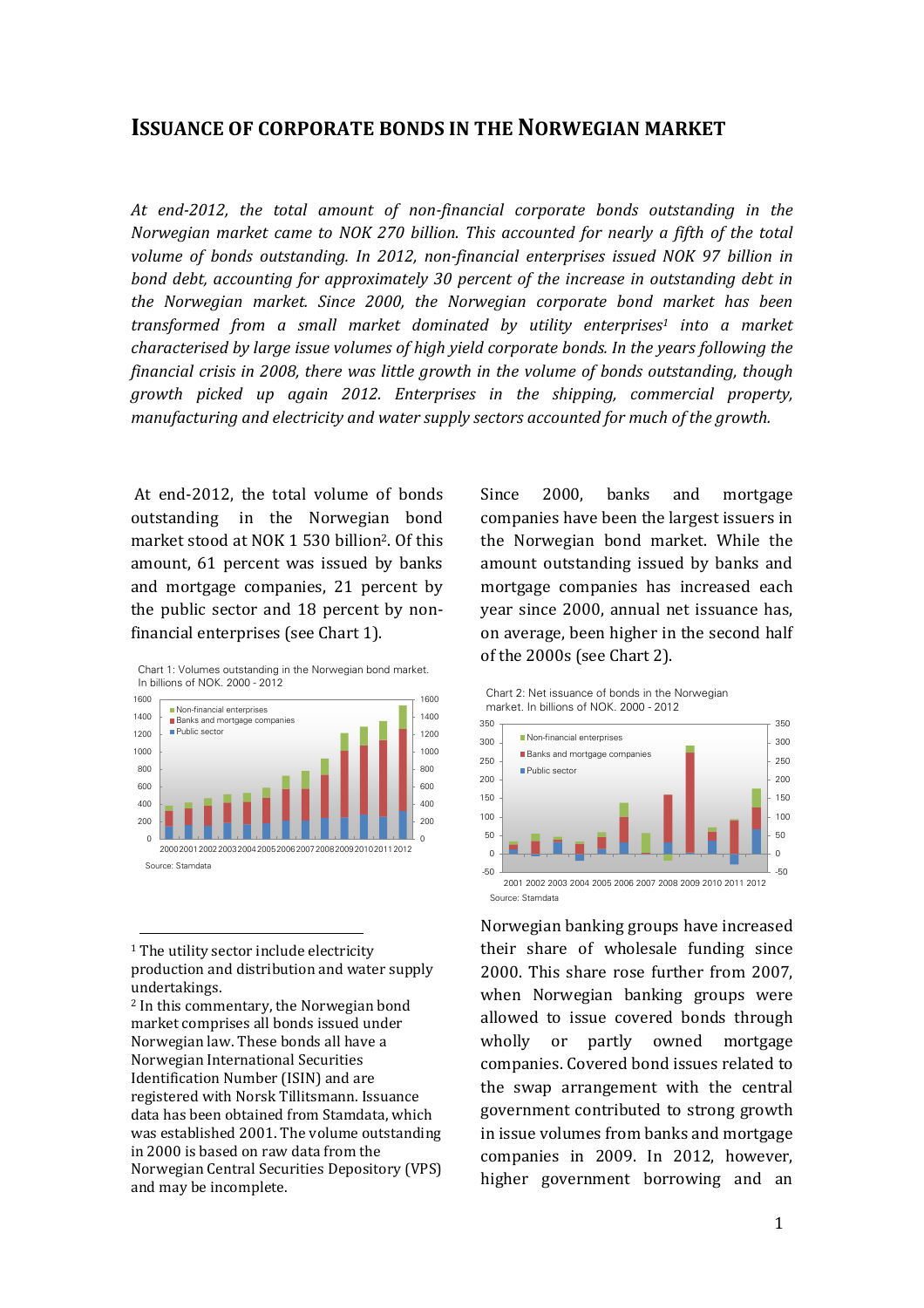# ISSUANCE OF CORPORATE BONDS IN THE NORWEGIAN MARKET

*At end-2012, the total amount of non-financial corporate bonds outstanding in the Norwegian market came to NOK 270 billion. This accounted for nearly a fifth of the total volume of bonds outstanding. In 2012, non-financial enterprises issued NOK 97 billion in bond debt, accounting for approximately 30 percent of the increase in outstanding debt in the Norwegian market. Since 2000, the Norwegian corporate bond market has been transformed from a small market dominated by utility enterprises[1] into a market characterised by large issue volumes of high yield corporate bonds. In the years following the financial crisis in 2008, there was little growth in the volume of bonds outstanding, though growth picked up again 2012. Enterprises in the shipping, commercial property, manufacturing and electricity and water supply sectors accounted for much of the growth.*

At end-2012, the total volume of bonds outstanding in the Norwegian bond market stood at NOK 1 530 billion[2]. Of this amount, 61 percent was issued by banks and mortgage companies, 21 percent by the public sector and 18 percent by non-financial enterprises (see Chart 1).

Chart 1: Volumes outstanding in the Norwegian bond market. In billions of NOK. 2000 - 2012

Source: Stamdata

Since 2000, banks and mortgage companies have been the largest issuers in the Norwegian bond market. While the amount outstanding issued by banks and mortgage companies has increased each year since 2000, annual net issuance has, on average, been higher in the second half of the 2000s (see Chart 2).

Chart 2: Net issuance of bonds in the Norwegian market. In billions of NOK. 2000 - 2012

Source: Stamdata

Norwegian banking groups have increased their share of wholesale funding since 2000. This share rose further from 2007, when Norwegian banking groups were allowed to issue covered bonds through wholly or partly owned mortgage companies. Covered bond issues related to the swap arrangement with the central government contributed to strong growth in issue volumes from banks and mortgage companies in 2009. In 2012, however, higher government borrowing and an

---

[1] The utility sector include electricity production and distribution and water supply undertakings.

[2] In this commentary, the Norwegian bond market comprises all bonds issued under Norwegian law. These bonds all have a Norwegian International Securities Identification Number (ISIN) and are registered with Norsk Tillitsmann. Issuance data has been obtained from Stamdata, which was established 2001. The volume outstanding in 2000 is based on raw data from the Norwegian Central Securities Depository (VPS) and may be incomplete.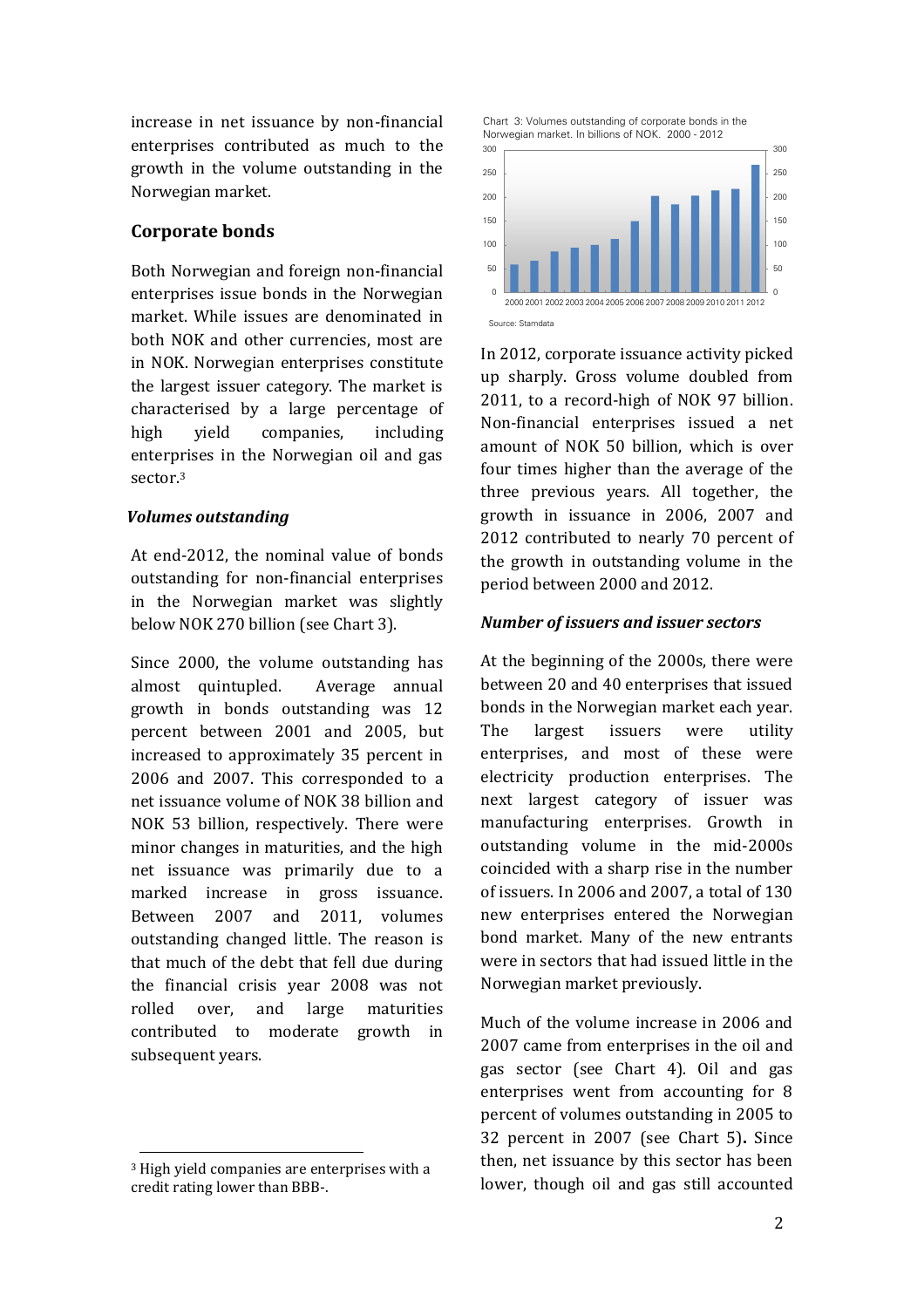increase in net issuance by non-financial enterprises contributed as much to the growth in the volume outstanding in the Norwegian market.

## Corporate bonds

Both Norwegian and foreign non-financial enterprises issue bonds in the Norwegian market. While issues are denominated in both NOK and other currencies, most are in NOK. Norwegian enterprises constitute the largest issuer category. The market is characterised by a large percentage of high yield companies, including enterprises in the Norwegian oil and gas sector.[3]

### *Volumes outstanding*

At end-2012, the nominal value of bonds outstanding for non-financial enterprises in the Norwegian market was slightly below NOK 270 billion (see Chart 3).

Since 2000, the volume outstanding has almost quintupled. Average annual growth in bonds outstanding was 12 percent between 2001 and 2005, but increased to approximately 35 percent in 2006 and 2007. This corresponded to a net issuance volume of NOK 38 billion and NOK 53 billion, respectively. There were minor changes in maturities, and the high net issuance was primarily due to a marked increase in gross issuance. Between 2007 and 2011, volumes outstanding changed little. The reason is that much of the debt that fell due during the financial crisis year 2008 was not rolled over, and large maturities contributed to moderate growth in subsequent years.

[3] High yield companies are enterprises with a credit rating lower than BBB-.

Chart 3: Volumes outstanding of corporate bonds in the Norwegian market. In billions of NOK. 2000 - 2012

Source: Stamdata

In 2012, corporate issuance activity picked up sharply. Gross volume doubled from 2011, to a record-high of NOK 97 billion. Non-financial enterprises issued a net amount of NOK 50 billion, which is over four times higher than the average of the three previous years. All together, the growth in issuance in 2006, 2007 and 2012 contributed to nearly 70 percent of the growth in outstanding volume in the period between 2000 and 2012.

### *Number of issuers and issuer sectors*

At the beginning of the 2000s, there were between 20 and 40 enterprises that issued bonds in the Norwegian market each year. The largest issuers were utility enterprises, and most of these were electricity production enterprises. The next largest category of issuer was manufacturing enterprises. Growth in outstanding volume in the mid-2000s coincided with a sharp rise in the number of issuers. In 2006 and 2007, a total of 130 new enterprises entered the Norwegian bond market. Many of the new entrants were in sectors that had issued little in the Norwegian market previously.

Much of the volume increase in 2006 and 2007 came from enterprises in the oil and gas sector (see Chart 4). Oil and gas enterprises went from accounting for 8 percent of volumes outstanding in 2005 to 32 percent in 2007 (see Chart 5). Since then, net issuance by this sector has been lower, though oil and gas still accounted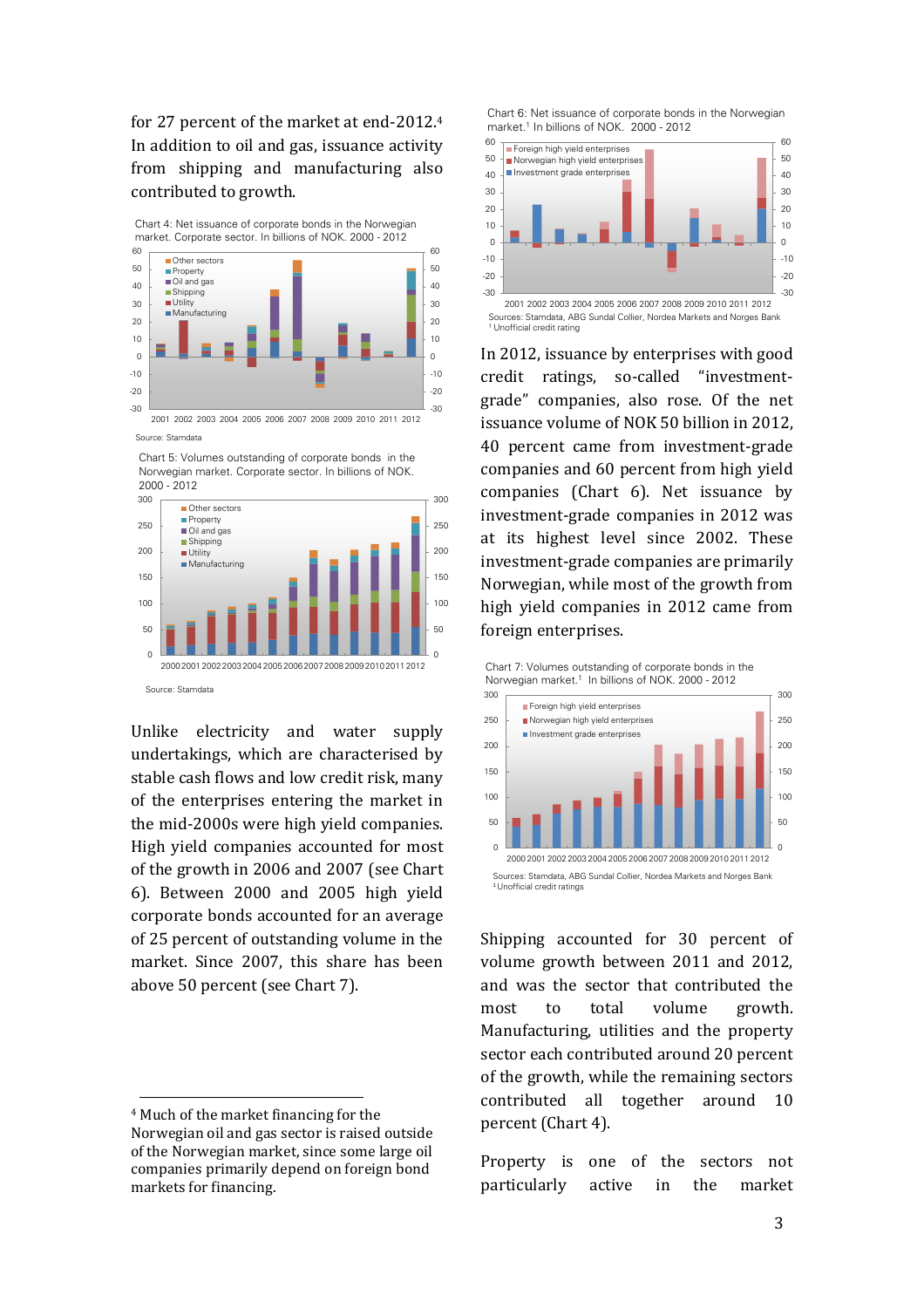for 27 percent of the market at end-2012.[4] In addition to oil and gas, issuance activity from shipping and manufacturing also contributed to growth.

Chart 4: Net issuance of corporate bonds in the Norwegian market. Corporate sector. In billions of NOK. 2000 - 2012

Source: Stamdata

Chart 5: Volumes outstanding of corporate bonds in the Norwegian market. Corporate sector. In billions of NOK. 2000 - 2012

Source: Stamdata

Unlike electricity and water supply undertakings, which are characterised by stable cash flows and low credit risk, many of the enterprises entering the market in the mid-2000s were high yield companies. High yield companies accounted for most of the growth in 2006 and 2007 (see Chart 6). Between 2000 and 2005 high yield corporate bonds accounted for an average of 25 percent of outstanding volume in the market. Since 2007, this share has been above 50 percent (see Chart 7).

Chart 6: Net issuance of corporate bonds in the Norwegian market.[1] In billions of NOK. 2000 - 2012

Sources: Stamdata, ABG Sundal Collier, Nordea Markets and Norges Bank
[1] Unofficial credit rating

In 2012, issuance by enterprises with good credit ratings, so-called "investment-grade" companies, also rose. Of the net issuance volume of NOK 50 billion in 2012, 40 percent came from investment-grade companies and 60 percent from high yield companies (Chart 6). Net issuance by investment-grade companies in 2012 was at its highest level since 2002. These investment-grade companies are primarily Norwegian, while most of the growth from high yield companies in 2012 came from foreign enterprises.

Chart 7: Volumes outstanding of corporate bonds in the Norwegian market.[1] In billions of NOK. 2000 - 2012

Sources: Stamdata, ABG Sundal Collier, Nordea Markets and Norges Bank
[1] Unofficial credit ratings

Shipping accounted for 30 percent of volume growth between 2011 and 2012, and was the sector that contributed the most to total volume growth. Manufacturing, utilities and the property sector each contributed around 20 percent of the growth, while the remaining sectors contributed all together around 10 percent (Chart 4).

Property is one of the sectors not particularly active in the market

---

[4] Much of the market financing for the Norwegian oil and gas sector is raised outside of the Norwegian market, since some large oil companies primarily depend on foreign bond markets for financing.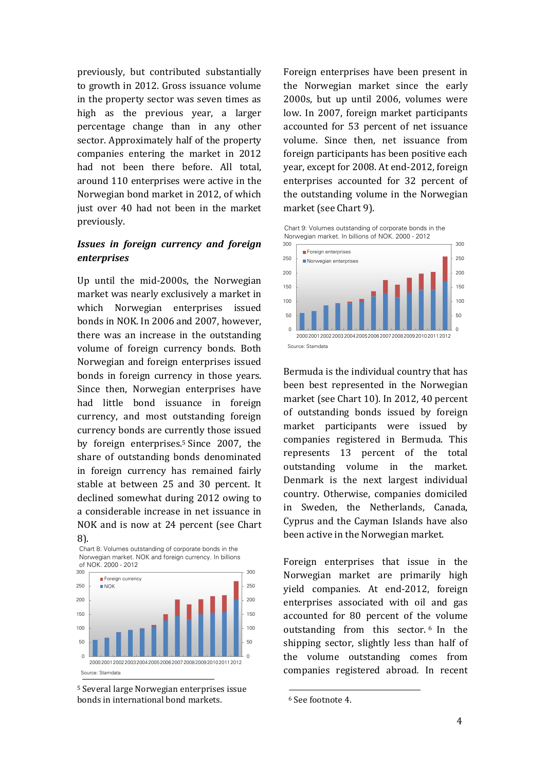previously, but contributed substantially to growth in 2012. Gross issuance volume in the property sector was seven times as high as the previous year, a larger percentage change than in any other sector. Approximately half of the property companies entering the market in 2012 had not been there before. All total, around 110 enterprises were active in the Norwegian bond market in 2012, of which just over 40 had not been in the market previously.

### *Issues in foreign currency and foreign enterprises*

Up until the mid-2000s, the Norwegian market was nearly exclusively a market in which Norwegian enterprises issued bonds in NOK. In 2006 and 2007, however, there was an increase in the outstanding volume of foreign currency bonds. Both Norwegian and foreign enterprises issued bonds in foreign currency in those years. Since then, Norwegian enterprises have had little bond issuance in foreign currency, and most outstanding foreign currency bonds are currently those issued by foreign enterprises.[5] Since 2007, the share of outstanding bonds denominated in foreign currency has remained fairly stable at between 25 and 30 percent. It declined somewhat during 2012 owing to a considerable increase in net issuance in NOK and is now at 24 percent (see Chart 8).

Chart 8: Volumes outstanding of corporate bonds in the Norwegian market. NOK and foreign currency. In billions of NOK. 2000 - 2012

Source: Stamdata

Foreign enterprises have been present in the Norwegian market since the early 2000s, but up until 2006, volumes were low. In 2007, foreign market participants accounted for 53 percent of net issuance volume. Since then, net issuance from foreign participants has been positive each year, except for 2008. At end-2012, foreign enterprises accounted for 32 percent of the outstanding volume in the Norwegian market (see Chart 9).

Chart 9: Volumes outstanding of corporate bonds in the Norwegian market. In billions of NOK. 2000 - 2012

Source: Stamdata

Bermuda is the individual country that has been best represented in the Norwegian market (see Chart 10). In 2012, 40 percent of outstanding bonds issued by foreign market participants were issued by companies registered in Bermuda. This represents 13 percent of the total outstanding volume in the market. Denmark is the next largest individual country. Otherwise, companies domiciled in Sweden, the Netherlands, Canada, Cyprus and the Cayman Islands have also been active in the Norwegian market.

Foreign enterprises that issue in the Norwegian market are primarily high yield companies. At end-2012, foreign enterprises associated with oil and gas accounted for 80 percent of the volume outstanding from this sector.[6] In the shipping sector, slightly less than half of the volume outstanding comes from companies registered abroad. In recent

[5] Several large Norwegian enterprises issue bonds in international bond markets.

[6] See footnote 4.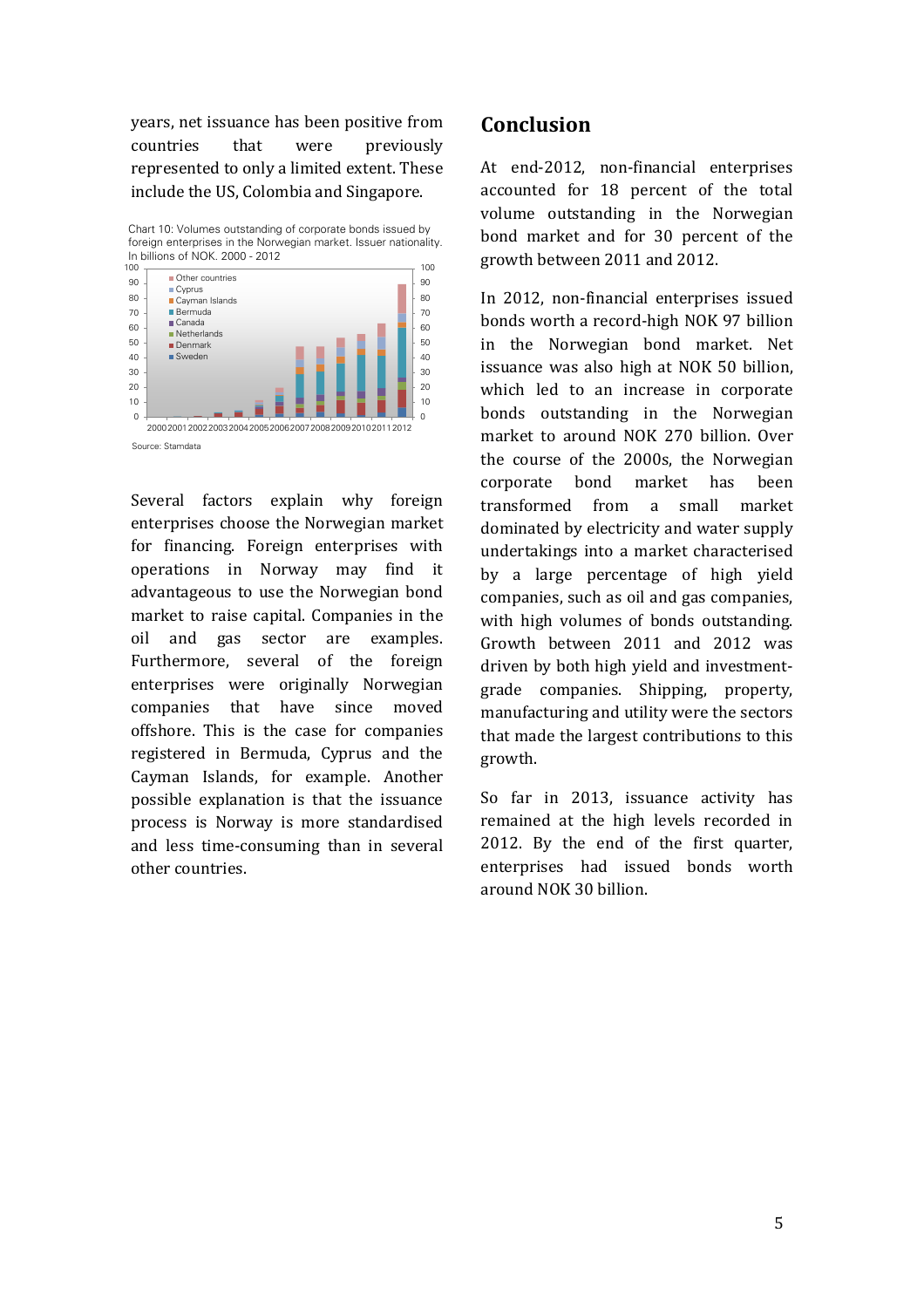years, net issuance has been positive from countries that were previously represented to only a limited extent. These include the US, Colombia and Singapore.

Chart 10: Volumes outstanding of corporate bonds issued by foreign enterprises in the Norwegian market. Issuer nationality. In billions of NOK. 2000 - 2012

100
90
80
70
60
50
40
30
20
10
0

Other countries
Cyprus
Cayman Islands
Bermuda
Canada
Netherlands
Denmark
Sweden

2000 2001 2002 2003 2004 2005 2006 2007 2008 2009 2010 2011 2012

Source: Stamdata

Several factors explain why foreign enterprises choose the Norwegian market for financing. Foreign enterprises with operations in Norway may find it advantageous to use the Norwegian bond market to raise capital. Companies in the oil and gas sector are examples. Furthermore, several of the foreign enterprises were originally Norwegian companies that have since moved offshore. This is the case for companies registered in Bermuda, Cyprus and the Cayman Islands, for example. Another possible explanation is that the issuance process is Norway is more standardised and less time-consuming than in several other countries.

## Conclusion

At end-2012, non-financial enterprises accounted for 18 percent of the total volume outstanding in the Norwegian bond market and for 30 percent of the growth between 2011 and 2012.

In 2012, non-financial enterprises issued bonds worth a record-high NOK 97 billion in the Norwegian bond market. Net issuance was also high at NOK 50 billion, which led to an increase in corporate bonds outstanding in the Norwegian market to around NOK 270 billion. Over the course of the 2000s, the Norwegian corporate bond market has been transformed from a small market dominated by electricity and water supply undertakings into a market characterised by a large percentage of high yield companies, such as oil and gas companies, with high volumes of bonds outstanding. Growth between 2011 and 2012 was driven by both high yield and investment-grade companies. Shipping, property, manufacturing and utility were the sectors that made the largest contributions to this growth.

So far in 2013, issuance activity has remained at the high levels recorded in 2012. By the end of the first quarter, enterprises had issued bonds worth around NOK 30 billion.